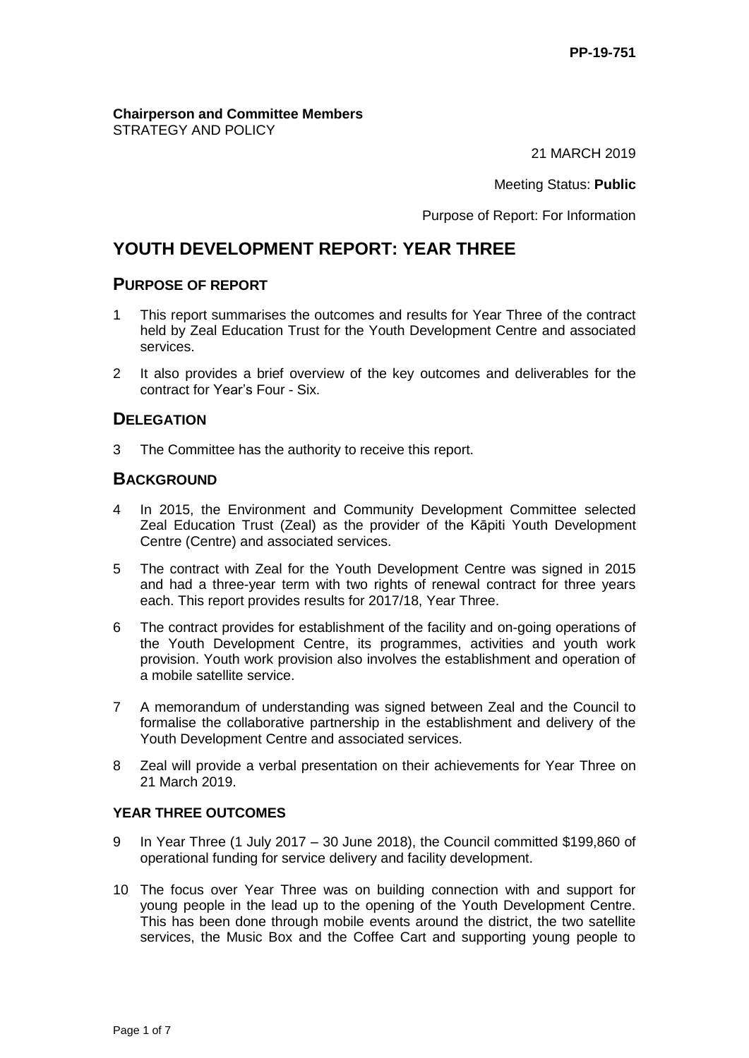PP-19-751

**Chairperson and Committee Members**
STRATEGY AND POLICY

21 MARCH 2019

Meeting Status: **Public**

Purpose of Report: For Information

# YOUTH DEVELOPMENT REPORT: YEAR THREE

## PURPOSE OF REPORT

1 This report summarises the outcomes and results for Year Three of the contract held by Zeal Education Trust for the Youth Development Centre and associated services.

2 It also provides a brief overview of the key outcomes and deliverables for the contract for Year's Four - Six.

## DELEGATION

3 The Committee has the authority to receive this report.

## BACKGROUND

4 In 2015, the Environment and Community Development Committee selected Zeal Education Trust (Zeal) as the provider of the Kāpiti Youth Development Centre (Centre) and associated services.

5 The contract with Zeal for the Youth Development Centre was signed in 2015 and had a three-year term with two rights of renewal contract for three years each. This report provides results for 2017/18, Year Three.

6 The contract provides for establishment of the facility and on-going operations of the Youth Development Centre, its programmes, activities and youth work provision. Youth work provision also involves the establishment and operation of a mobile satellite service.

7 A memorandum of understanding was signed between Zeal and the Council to formalise the collaborative partnership in the establishment and delivery of the Youth Development Centre and associated services.

8 Zeal will provide a verbal presentation on their achievements for Year Three on 21 March 2019.

### YEAR THREE OUTCOMES

9 In Year Three (1 July 2017 – 30 June 2018), the Council committed $199,860 of operational funding for service delivery and facility development.

10 The focus over Year Three was on building connection with and support for young people in the lead up to the opening of the Youth Development Centre. This has been done through mobile events around the district, the two satellite services, the Music Box and the Coffee Cart and supporting young people to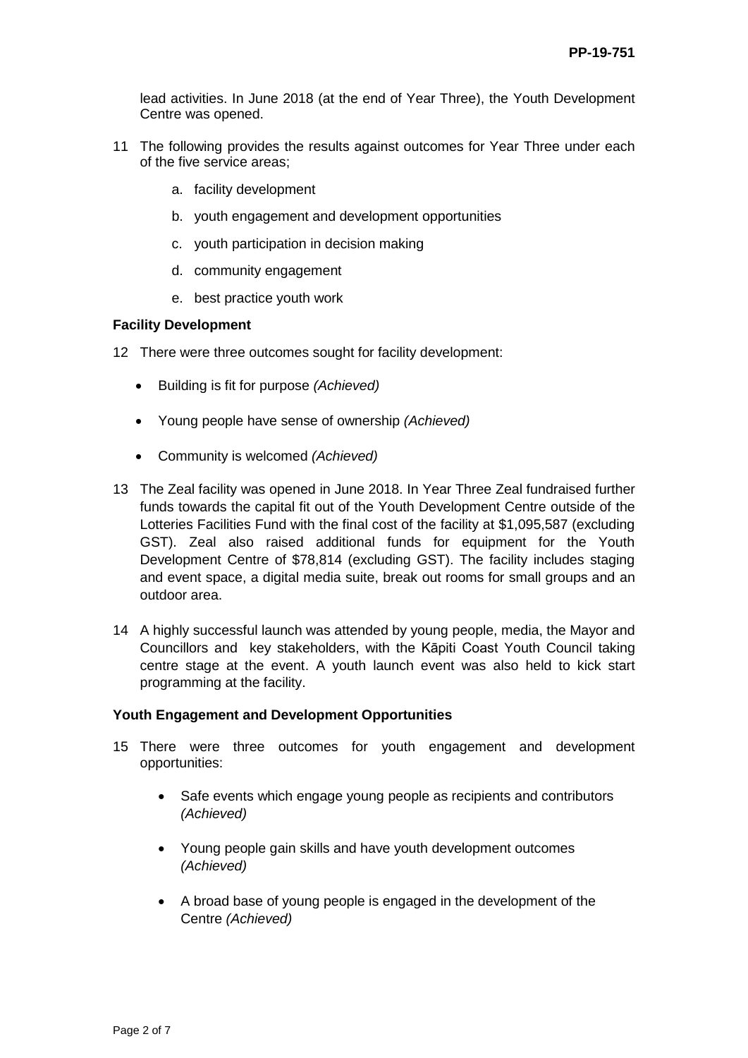lead activities. In June 2018 (at the end of Year Three), the Youth Development Centre was opened.

11 The following provides the results against outcomes for Year Three under each of the five service areas;

   a. facility development

   b. youth engagement and development opportunities

   c. youth participation in decision making

   d. community engagement

   e. best practice youth work

**Facility Development**

12 There were three outcomes sought for facility development:

- Building is fit for purpose *(Achieved)*
- Young people have sense of ownership *(Achieved)*
- Community is welcomed *(Achieved)*

13 The Zeal facility was opened in June 2018. In Year Three Zeal fundraised further funds towards the capital fit out of the Youth Development Centre outside of the Lotteries Facilities Fund with the final cost of the facility at $1,095,587 (excluding GST). Zeal also raised additional funds for equipment for the Youth Development Centre of $78,814 (excluding GST). The facility includes staging and event space, a digital media suite, break out rooms for small groups and an outdoor area.

14 A highly successful launch was attended by young people, media, the Mayor and Councillors and key stakeholders, with the Kāpiti Coast Youth Council taking centre stage at the event. A youth launch event was also held to kick start programming at the facility.

**Youth Engagement and Development Opportunities**

15 There were three outcomes for youth engagement and development opportunities:

- Safe events which engage young people as recipients and contributors *(Achieved)*
- Young people gain skills and have youth development outcomes *(Achieved)*
- A broad base of young people is engaged in the development of the Centre *(Achieved)*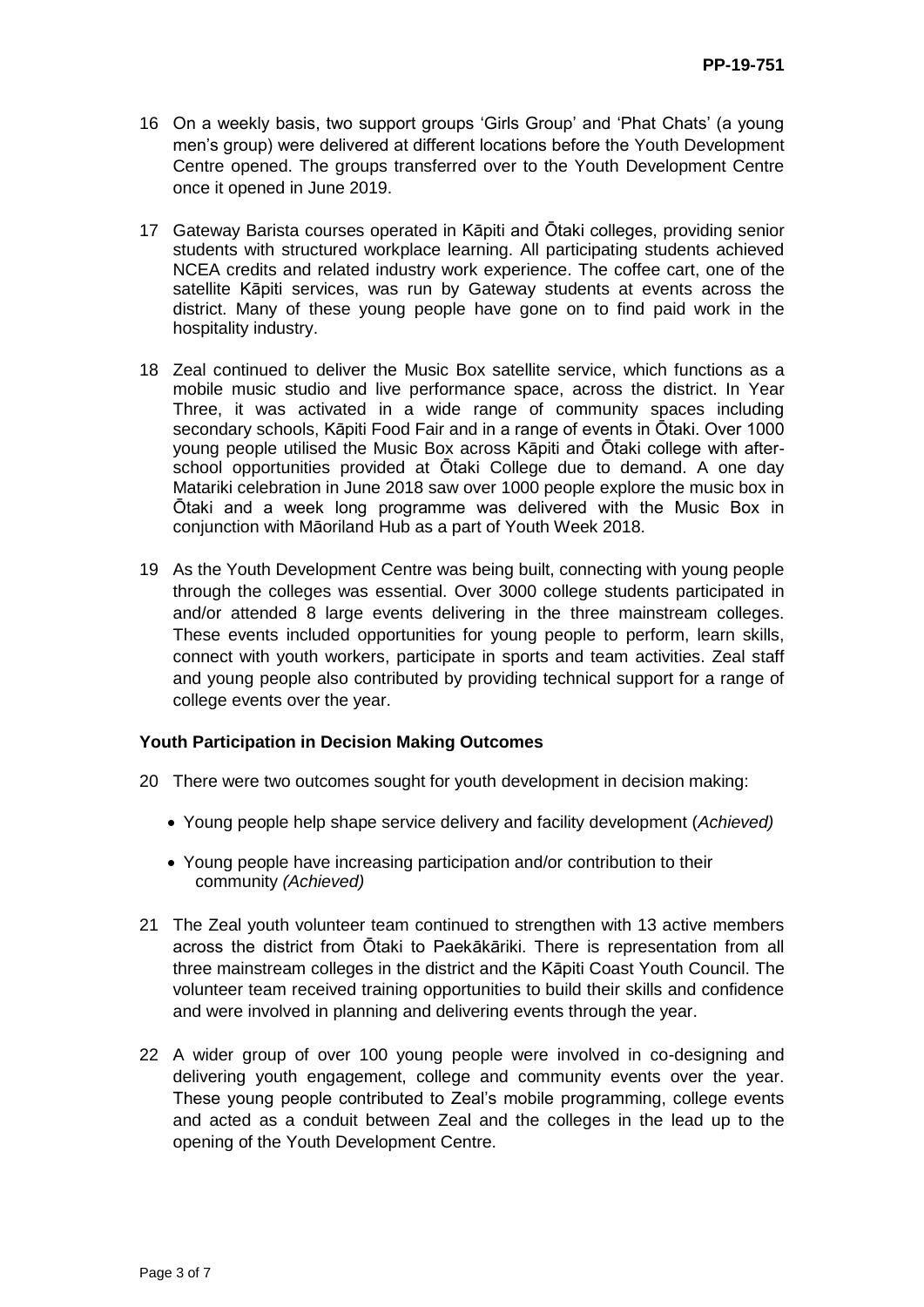16 On a weekly basis, two support groups 'Girls Group' and 'Phat Chats' (a young men's group) were delivered at different locations before the Youth Development Centre opened. The groups transferred over to the Youth Development Centre once it opened in June 2019.

17 Gateway Barista courses operated in Kāpiti and Ōtaki colleges, providing senior students with structured workplace learning. All participating students achieved NCEA credits and related industry work experience. The coffee cart, one of the satellite Kāpiti services, was run by Gateway students at events across the district. Many of these young people have gone on to find paid work in the hospitality industry.

18 Zeal continued to deliver the Music Box satellite service, which functions as a mobile music studio and live performance space, across the district. In Year Three, it was activated in a wide range of community spaces including secondary schools, Kāpiti Food Fair and in a range of events in Ōtaki. Over 1000 young people utilised the Music Box across Kāpiti and Ōtaki college with after-school opportunities provided at Ōtaki College due to demand. A one day Matariki celebration in June 2018 saw over 1000 people explore the music box in Ōtaki and a week long programme was delivered with the Music Box in conjunction with Māoriland Hub as a part of Youth Week 2018.

19 As the Youth Development Centre was being built, connecting with young people through the colleges was essential. Over 3000 college students participated in and/or attended 8 large events delivering in the three mainstream colleges. These events included opportunities for young people to perform, learn skills, connect with youth workers, participate in sports and team activities. Zeal staff and young people also contributed by providing technical support for a range of college events over the year.

**Youth Participation in Decision Making Outcomes**

20 There were two outcomes sought for youth development in decision making:

- Young people help shape service delivery and facility development (*Achieved)*
- Young people have increasing participation and/or contribution to their community *(Achieved)*

21 The Zeal youth volunteer team continued to strengthen with 13 active members across the district from Ōtaki to Paekākāriki. There is representation from all three mainstream colleges in the district and the Kāpiti Coast Youth Council. The volunteer team received training opportunities to build their skills and confidence and were involved in planning and delivering events through the year.

22 A wider group of over 100 young people were involved in co-designing and delivering youth engagement, college and community events over the year. These young people contributed to Zeal's mobile programming, college events and acted as a conduit between Zeal and the colleges in the lead up to the opening of the Youth Development Centre.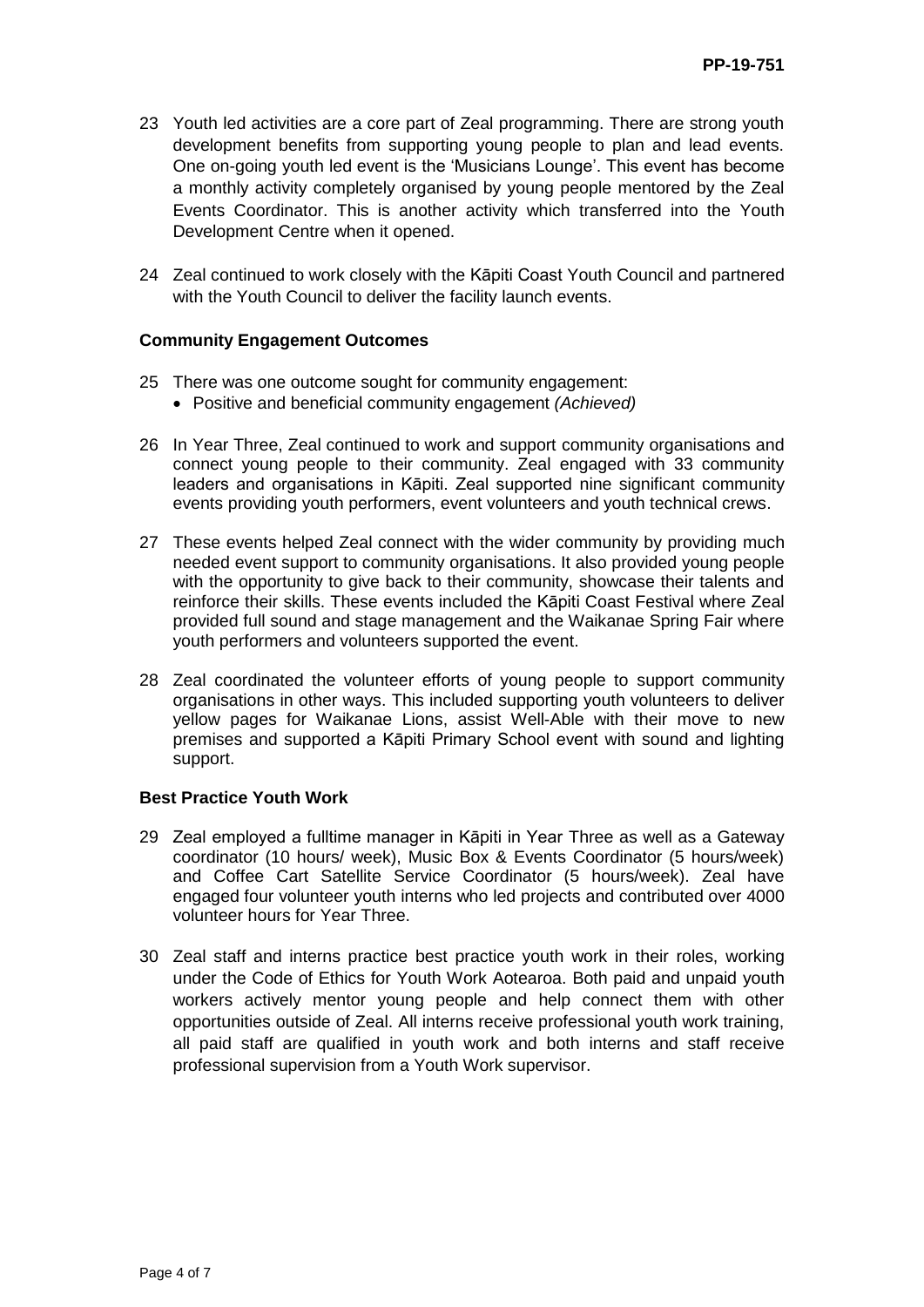23 Youth led activities are a core part of Zeal programming. There are strong youth development benefits from supporting young people to plan and lead events. One on-going youth led event is the 'Musicians Lounge'. This event has become a monthly activity completely organised by young people mentored by the Zeal Events Coordinator. This is another activity which transferred into the Youth Development Centre when it opened.

24 Zeal continued to work closely with the Kāpiti Coast Youth Council and partnered with the Youth Council to deliver the facility launch events.

**Community Engagement Outcomes**

25 There was one outcome sought for community engagement:
- Positive and beneficial community engagement *(Achieved)*

26 In Year Three, Zeal continued to work and support community organisations and connect young people to their community. Zeal engaged with 33 community leaders and organisations in Kāpiti. Zeal supported nine significant community events providing youth performers, event volunteers and youth technical crews.

27 These events helped Zeal connect with the wider community by providing much needed event support to community organisations. It also provided young people with the opportunity to give back to their community, showcase their talents and reinforce their skills. These events included the Kāpiti Coast Festival where Zeal provided full sound and stage management and the Waikanae Spring Fair where youth performers and volunteers supported the event.

28 Zeal coordinated the volunteer efforts of young people to support community organisations in other ways. This included supporting youth volunteers to deliver yellow pages for Waikanae Lions, assist Well-Able with their move to new premises and supported a Kāpiti Primary School event with sound and lighting support.

**Best Practice Youth Work**

29 Zeal employed a fulltime manager in Kāpiti in Year Three as well as a Gateway coordinator (10 hours/ week), Music Box & Events Coordinator (5 hours/week) and Coffee Cart Satellite Service Coordinator (5 hours/week). Zeal have engaged four volunteer youth interns who led projects and contributed over 4000 volunteer hours for Year Three.

30 Zeal staff and interns practice best practice youth work in their roles, working under the Code of Ethics for Youth Work Aotearoa. Both paid and unpaid youth workers actively mentor young people and help connect them with other opportunities outside of Zeal. All interns receive professional youth work training, all paid staff are qualified in youth work and both interns and staff receive professional supervision from a Youth Work supervisor.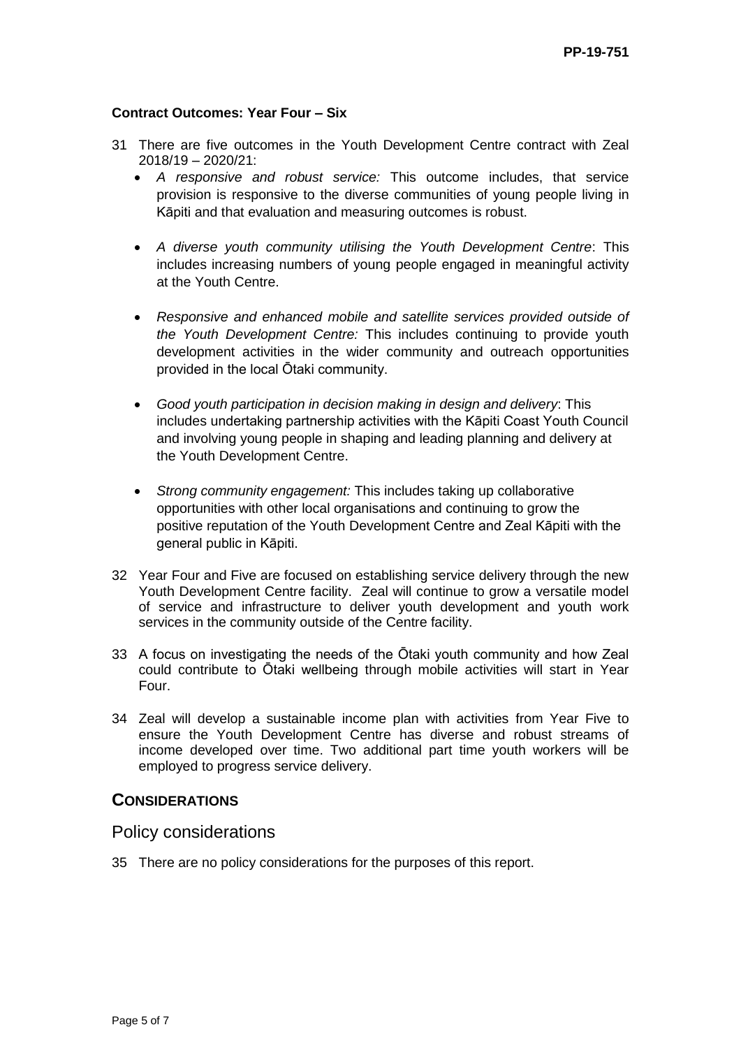**Contract Outcomes: Year Four – Six**

31 There are five outcomes in the Youth Development Centre contract with Zeal 2018/19 – 2020/21:

- *A responsive and robust service:* This outcome includes, that service provision is responsive to the diverse communities of young people living in Kāpiti and that evaluation and measuring outcomes is robust.
- *A diverse youth community utilising the Youth Development Centre*: This includes increasing numbers of young people engaged in meaningful activity at the Youth Centre.
- *Responsive and enhanced mobile and satellite services provided outside of the Youth Development Centre:* This includes continuing to provide youth development activities in the wider community and outreach opportunities provided in the local Ōtaki community.
- *Good youth participation in decision making in design and delivery*: This includes undertaking partnership activities with the Kāpiti Coast Youth Council and involving young people in shaping and leading planning and delivery at the Youth Development Centre.
- *Strong community engagement:* This includes taking up collaborative opportunities with other local organisations and continuing to grow the positive reputation of the Youth Development Centre and Zeal Kāpiti with the general public in Kāpiti.

32 Year Four and Five are focused on establishing service delivery through the new Youth Development Centre facility. Zeal will continue to grow a versatile model of service and infrastructure to deliver youth development and youth work services in the community outside of the Centre facility.

33 A focus on investigating the needs of the Ōtaki youth community and how Zeal could contribute to Ōtaki wellbeing through mobile activities will start in Year Four.

34 Zeal will develop a sustainable income plan with activities from Year Five to ensure the Youth Development Centre has diverse and robust streams of income developed over time. Two additional part time youth workers will be employed to progress service delivery.

## CONSIDERATIONS

### Policy considerations

35 There are no policy considerations for the purposes of this report.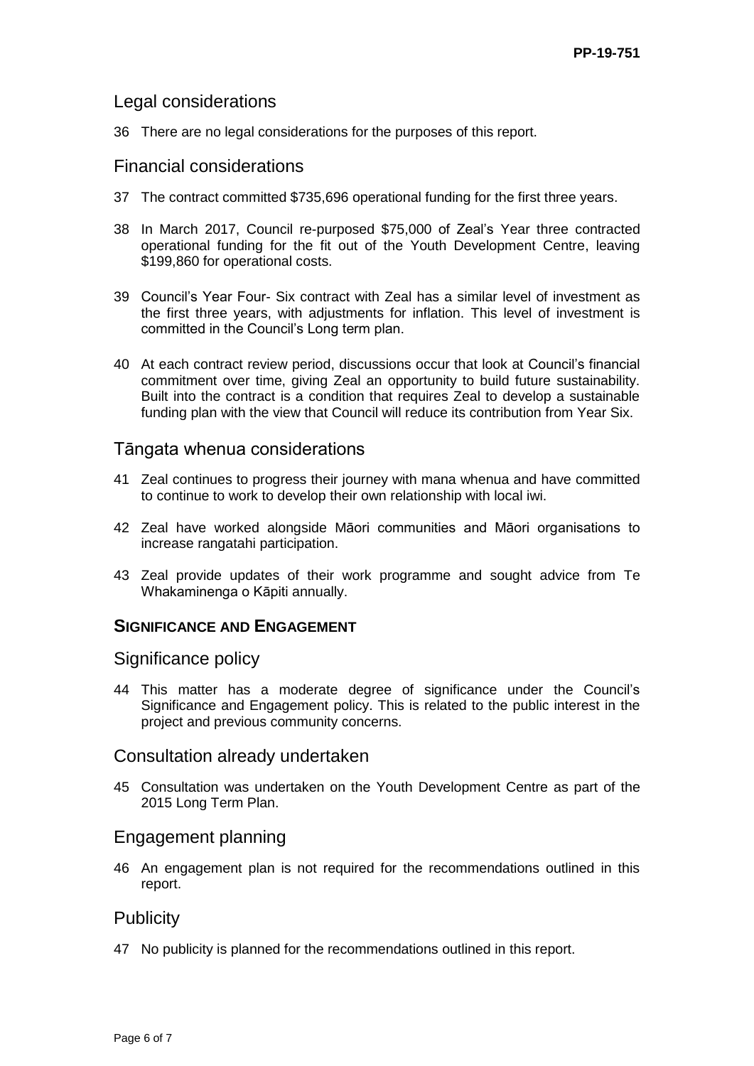## Legal considerations

36 There are no legal considerations for the purposes of this report.

## Financial considerations

37 The contract committed $735,696 operational funding for the first three years.

38 In March 2017, Council re-purposed $75,000 of Zeal's Year three contracted operational funding for the fit out of the Youth Development Centre, leaving $199,860 for operational costs.

39 Council's Year Four- Six contract with Zeal has a similar level of investment as the first three years, with adjustments for inflation. This level of investment is committed in the Council's Long term plan.

40 At each contract review period, discussions occur that look at Council's financial commitment over time, giving Zeal an opportunity to build future sustainability. Built into the contract is a condition that requires Zeal to develop a sustainable funding plan with the view that Council will reduce its contribution from Year Six.

## Tāngata whenua considerations

41 Zeal continues to progress their journey with mana whenua and have committed to continue to work to develop their own relationship with local iwi.

42 Zeal have worked alongside Māori communities and Māori organisations to increase rangatahi participation.

43 Zeal provide updates of their work programme and sought advice from Te Whakaminenga o Kāpiti annually.

### SIGNIFICANCE AND ENGAGEMENT

## Significance policy

44 This matter has a moderate degree of significance under the Council's Significance and Engagement policy. This is related to the public interest in the project and previous community concerns.

## Consultation already undertaken

45 Consultation was undertaken on the Youth Development Centre as part of the 2015 Long Term Plan.

## Engagement planning

46 An engagement plan is not required for the recommendations outlined in this report.

## Publicity

47 No publicity is planned for the recommendations outlined in this report.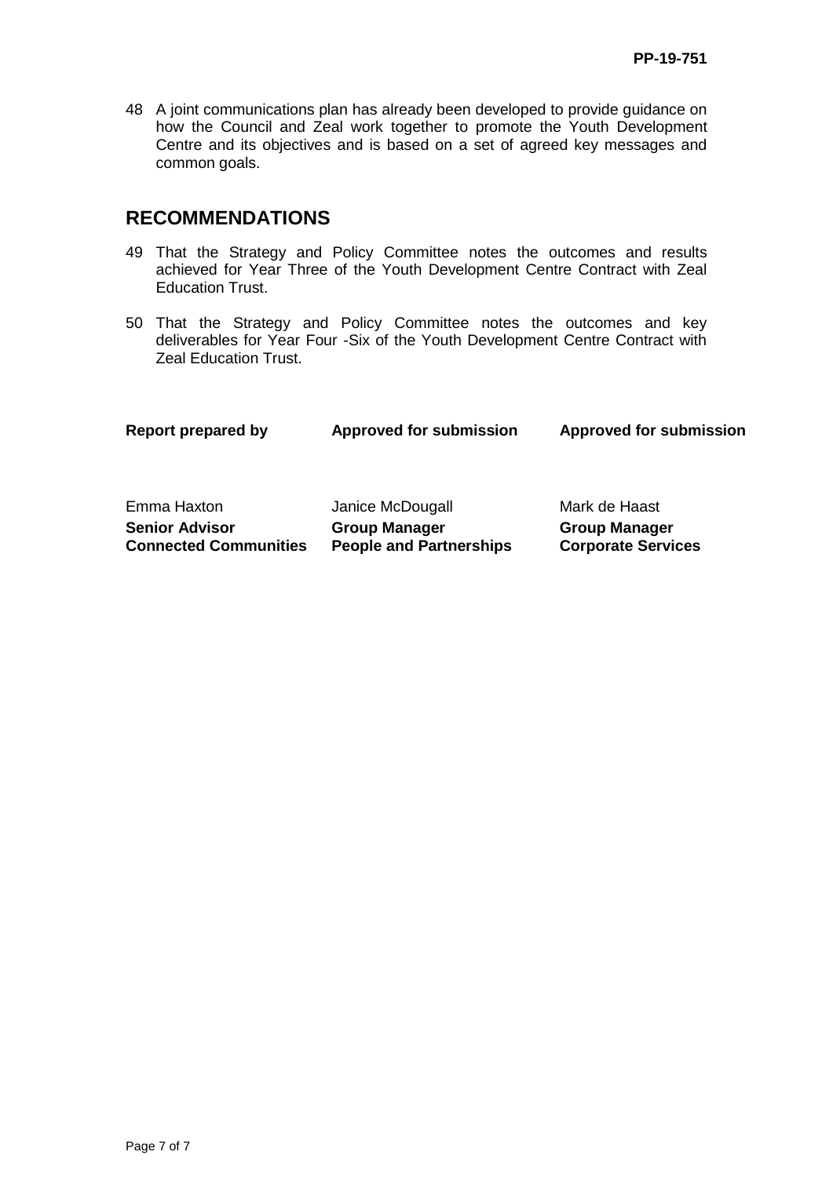48 A joint communications plan has already been developed to provide guidance on how the Council and Zeal work together to promote the Youth Development Centre and its objectives and is based on a set of agreed key messages and common goals.

## RECOMMENDATIONS

49 That the Strategy and Policy Committee notes the outcomes and results achieved for Year Three of the Youth Development Centre Contract with Zeal Education Trust.

50 That the Strategy and Policy Committee notes the outcomes and key deliverables for Year Four -Six of the Youth Development Centre Contract with Zeal Education Trust.

| **Report prepared by** | **Approved for submission** | **Approved for submission** |
|---|---|---|
| Emma Haxton<br>**Senior Advisor**<br>**Connected Communities** | Janice McDougall<br>**Group Manager**<br>**People and Partnerships** | Mark de Haast<br>**Group Manager**<br>**Corporate Services** |